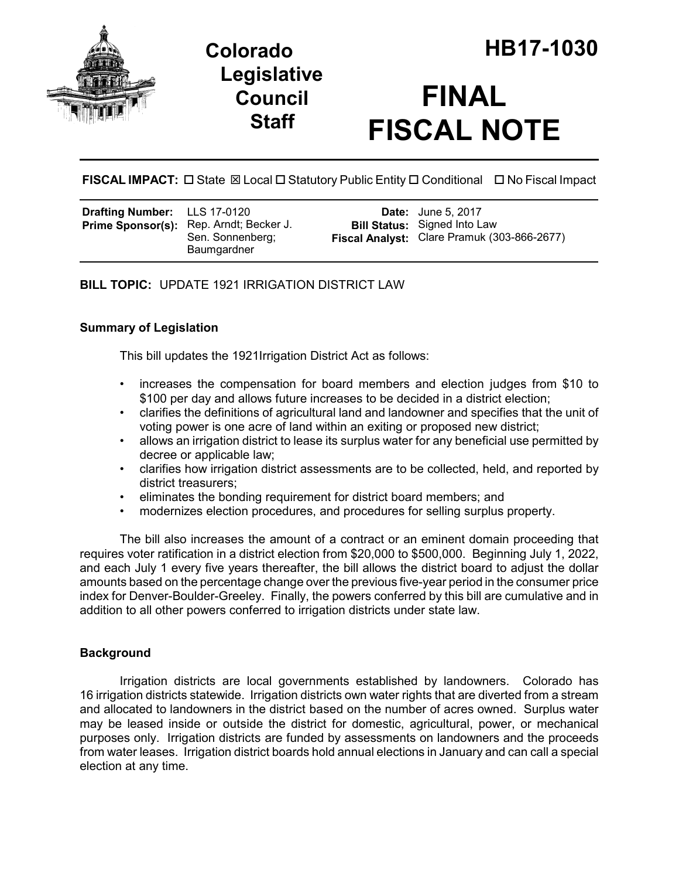# Colorado Legislative Council Staff

# HB17-1030

# FINAL FISCAL NOTE

**FISCAL IMPACT:** ☐ State ☒ Local ☐ Statutory Public Entity ☐ Conditional ☐ No Fiscal Impact

| | | | |
|---|---|---|---|
| **Drafting Number:** | LLS 17-0120 | **Date:** | June 5, 2017 |
| **Prime Sponsor(s):** | Rep. Arndt; Becker J. Sen. Sonnenberg; Baumgardner | **Bill Status:** | Signed Into Law |
| | | **Fiscal Analyst:** | Clare Pramuk (303-866-2677) |

**BILL TOPIC:** UPDATE 1921 IRRIGATION DISTRICT LAW

### Summary of Legislation

This bill updates the 1921Irrigation District Act as follows:

- increases the compensation for board members and election judges from $10 to $100 per day and allows future increases to be decided in a district election;
- clarifies the definitions of agricultural land and landowner and specifies that the unit of voting power is one acre of land within an exiting or proposed new district;
- allows an irrigation district to lease its surplus water for any beneficial use permitted by decree or applicable law;
- clarifies how irrigation district assessments are to be collected, held, and reported by district treasurers;
- eliminates the bonding requirement for district board members; and
- modernizes election procedures, and procedures for selling surplus property.

The bill also increases the amount of a contract or an eminent domain proceeding that requires voter ratification in a district election from $20,000 to $500,000. Beginning July 1, 2022, and each July 1 every five years thereafter, the bill allows the district board to adjust the dollar amounts based on the percentage change over the previous five-year period in the consumer price index for Denver-Boulder-Greeley. Finally, the powers conferred by this bill are cumulative and in addition to all other powers conferred to irrigation districts under state law.

### Background

Irrigation districts are local governments established by landowners. Colorado has 16 irrigation districts statewide. Irrigation districts own water rights that are diverted from a stream and allocated to landowners in the district based on the number of acres owned. Surplus water may be leased inside or outside the district for domestic, agricultural, power, or mechanical purposes only. Irrigation districts are funded by assessments on landowners and the proceeds from water leases. Irrigation district boards hold annual elections in January and can call a special election at any time.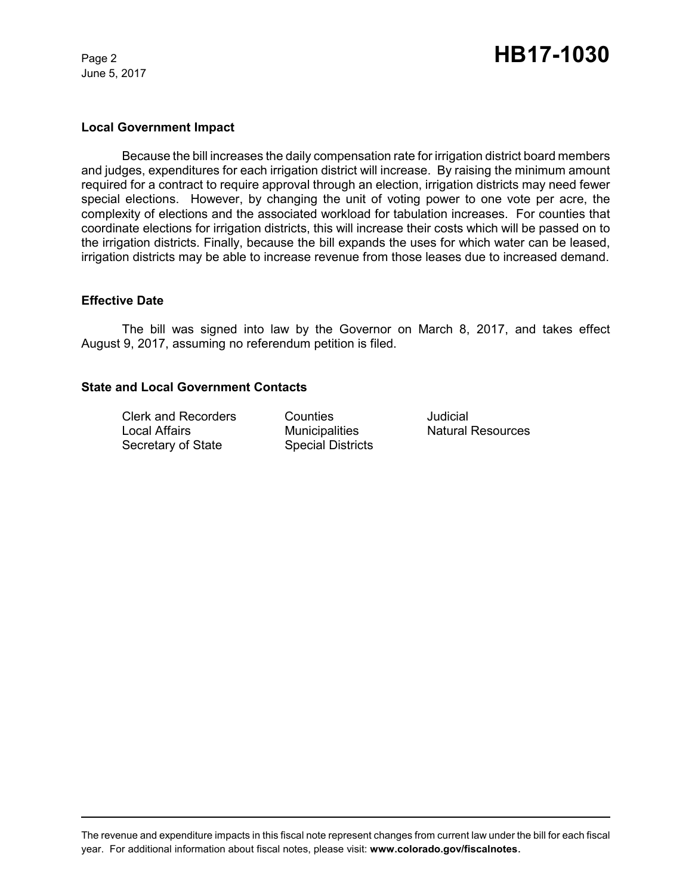### Local Government Impact

Because the bill increases the daily compensation rate for irrigation district board members and judges, expenditures for each irrigation district will increase. By raising the minimum amount required for a contract to require approval through an election, irrigation districts may need fewer special elections. However, by changing the unit of voting power to one vote per acre, the complexity of elections and the associated workload for tabulation increases. For counties that coordinate elections for irrigation districts, this will increase their costs which will be passed on to the irrigation districts. Finally, because the bill expands the uses for which water can be leased, irrigation districts may be able to increase revenue from those leases due to increased demand.

### Effective Date

The bill was signed into law by the Governor on March 8, 2017, and takes effect August 9, 2017, assuming no referendum petition is filed.

### State and Local Government Contacts

| | | |
|---|---|---|
| Clerk and Recorders | Counties | Judicial |
| Local Affairs | Municipalities | Natural Resources |
| Secretary of State | Special Districts | |

The revenue and expenditure impacts in this fiscal note represent changes from current law under the bill for each fiscal year. For additional information about fiscal notes, please visit: **www.colorado.gov/fiscalnotes.**